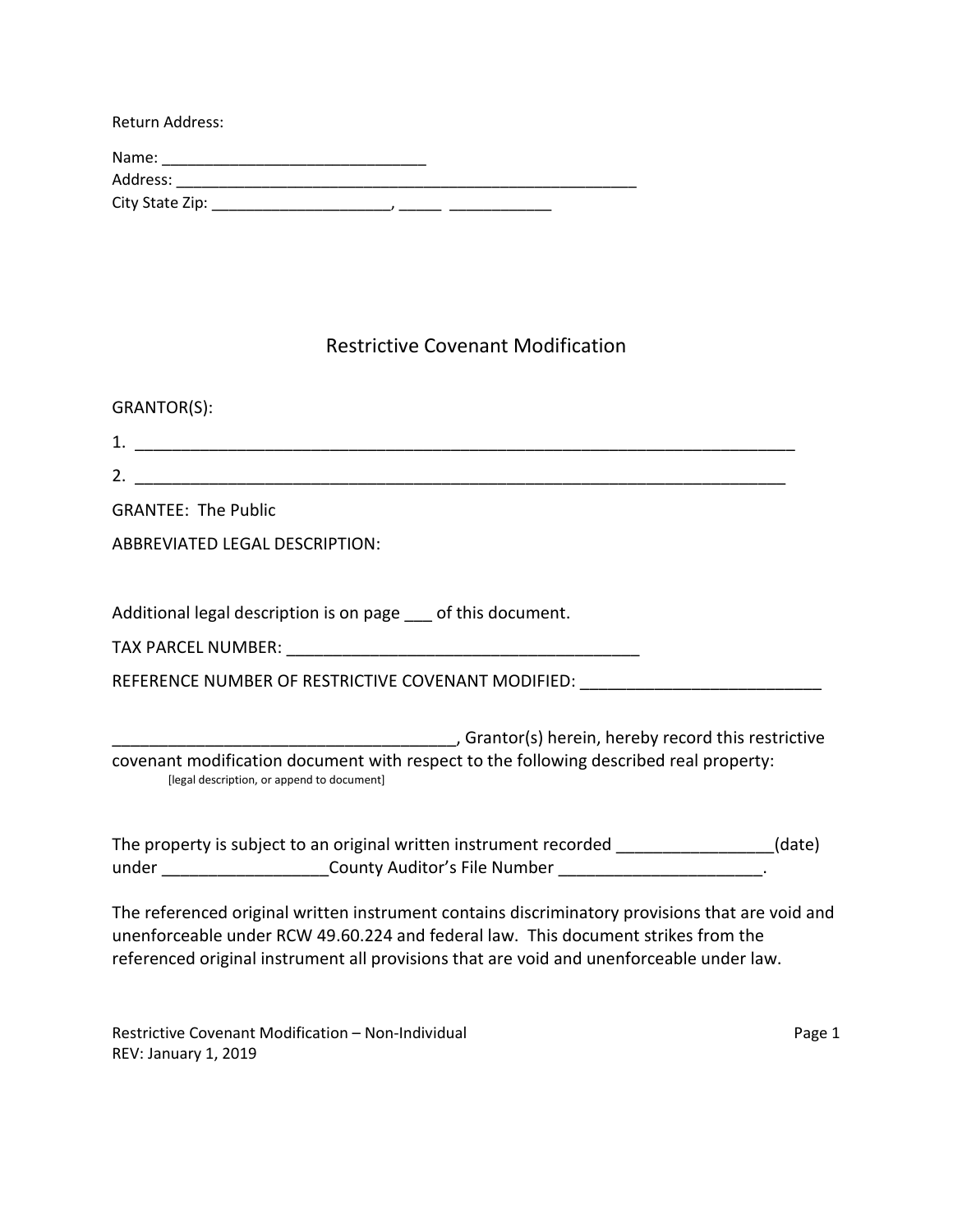Return Address:

Name: _______________________________
Address: ________________________________________________________
City State Zip: _____________________, _____ ____________

# Restrictive Covenant Modification

GRANTOR(S):

1. ___________________________________________________________________________

2. __________________________________________________________________________

GRANTEE: The Public

ABBREVIATED LEGAL DESCRIPTION:

Additional legal description is on page ___ of this document.

TAX PARCEL NUMBER: ______________________________________

REFERENCE NUMBER OF RESTRICTIVE COVENANT MODIFIED: __________________________

_____________________________________, Grantor(s) herein, hereby record this restrictive covenant modification document with respect to the following described real property:
[legal description, or append to document]

The property is subject to an original written instrument recorded _________________(date) under __________________County Auditor's File Number ______________________.

The referenced original written instrument contains discriminatory provisions that are void and unenforceable under RCW 49.60.224 and federal law. This document strikes from the referenced original instrument all provisions that are void and unenforceable under law.

Restrictive Covenant Modification – Non-Individual
REV: January 1, 2019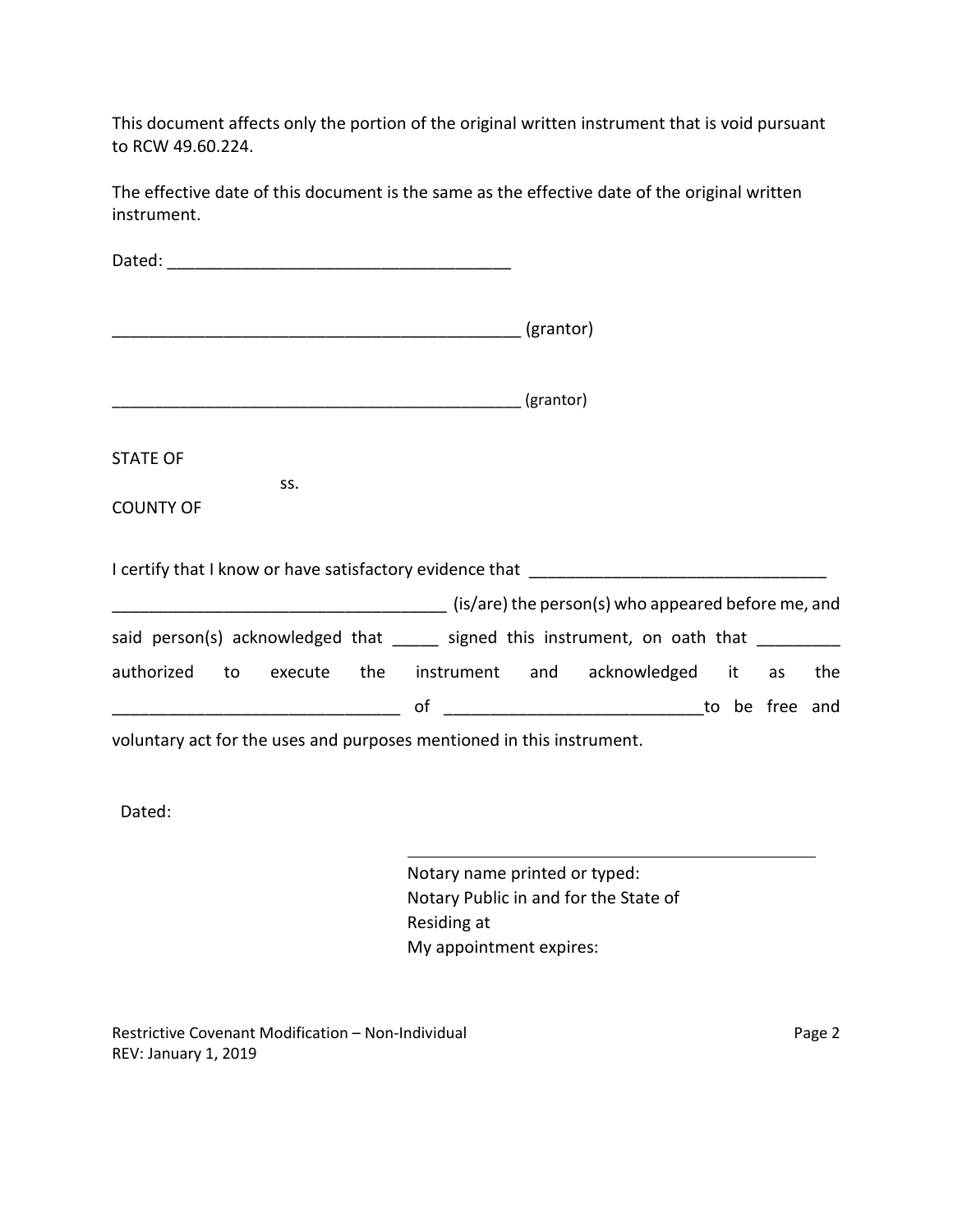This document affects only the portion of the original written instrument that is void pursuant to RCW 49.60.224.

The effective date of this document is the same as the effective date of the original written instrument.

Dated: _____________________________________

_____________________________________________ (grantor)

_____________________________________________ (grantor)

STATE OF

ss.

COUNTY OF

I certify that I know or have satisfactory evidence that _______________________________ ___________________________________ (is/are) the person(s) who appeared before me, and said person(s) acknowledged that _____ signed this instrument, on oath that _________ authorized to execute the instrument and acknowledged it as the ______________________________ of ___________________________to be free and voluntary act for the uses and purposes mentioned in this instrument.

Dated:

_____________________________________________

Notary name printed or typed:
Notary Public in and for the State of
Residing at
My appointment expires:

Restrictive Covenant Modification – Non-Individual
REV: January 1, 2019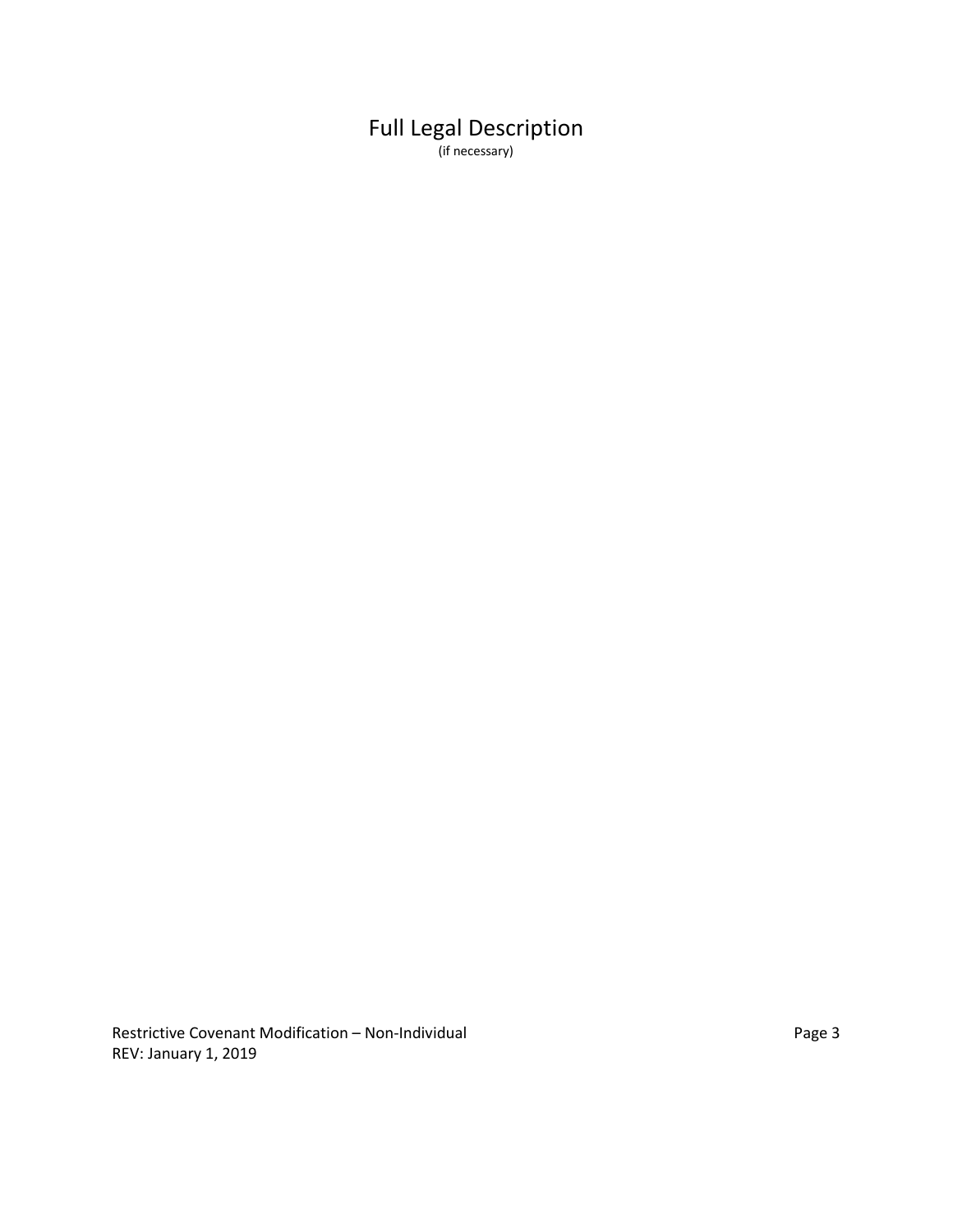# Full Legal Description

(if necessary)